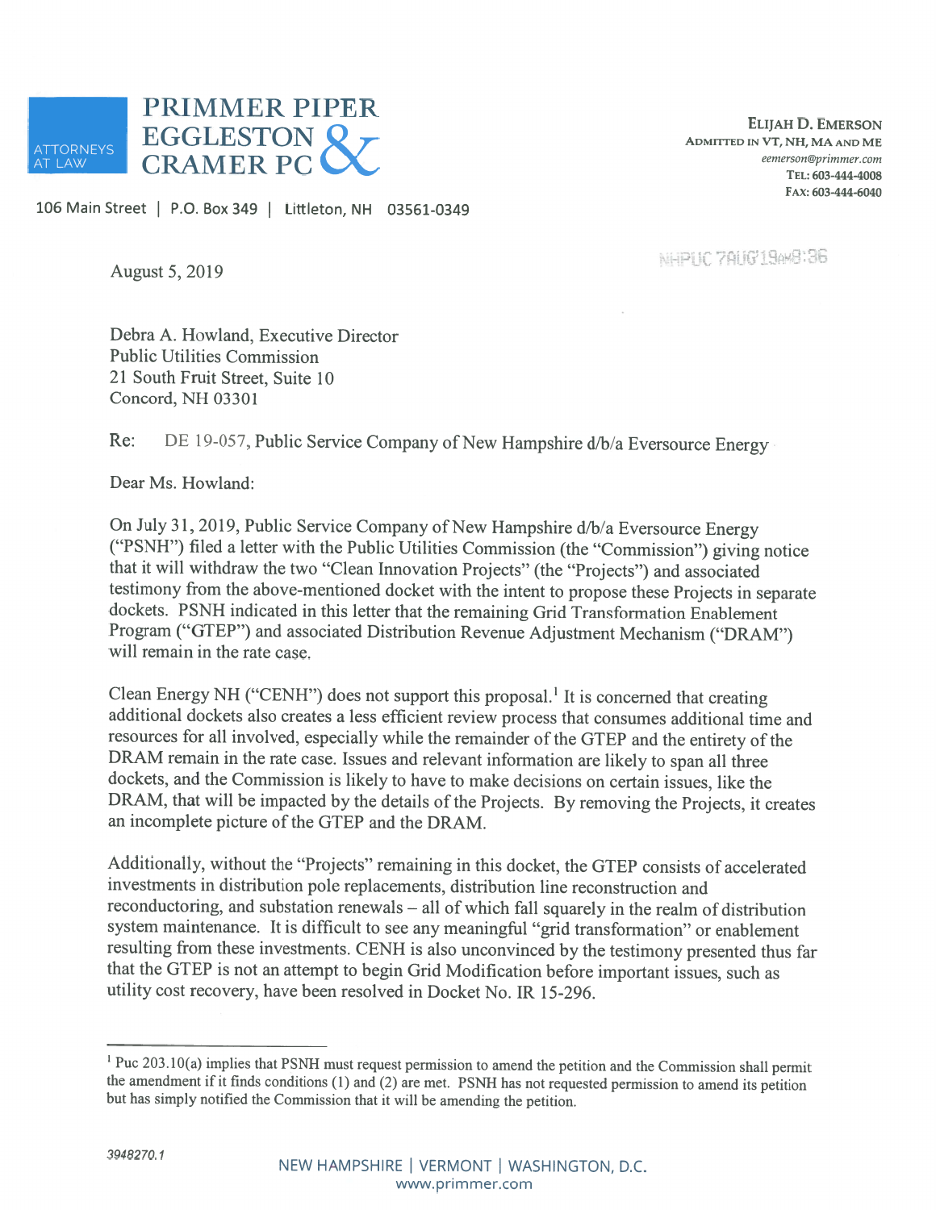**PRIMMER PIPER EGGLESTON & CRAMER PC**

ATTORNEYS AT LAW

106 Main Street | P.O. Box 349 | Littleton, NH 03561-0349

**ELIJAH D. EMERSON**
ADMITTED IN VT, NH, MA AND ME
*eemerson@primmer.com*
TEL: 603-444-4008
FAX: 603-444-6040

NHPUC 7AUG'19AM8:36

August 5, 2019

Debra A. Howland, Executive Director
Public Utilities Commission
21 South Fruit Street, Suite 10
Concord, NH 03301

Re: DE 19-057, Public Service Company of New Hampshire d/b/a Eversource Energy

Dear Ms. Howland:

On July 31, 2019, Public Service Company of New Hampshire d/b/a Eversource Energy ("PSNH") filed a letter with the Public Utilities Commission (the "Commission") giving notice that it will withdraw the two "Clean Innovation Projects" (the "Projects") and associated testimony from the above-mentioned docket with the intent to propose these Projects in separate dockets. PSNH indicated in this letter that the remaining Grid Transformation Enablement Program ("GTEP") and associated Distribution Revenue Adjustment Mechanism ("DRAM") will remain in the rate case.

Clean Energy NH ("CENH") does not support this proposal.[1] It is concerned that creating additional dockets also creates a less efficient review process that consumes additional time and resources for all involved, especially while the remainder of the GTEP and the entirety of the DRAM remain in the rate case. Issues and relevant information are likely to span all three dockets, and the Commission is likely to have to make decisions on certain issues, like the DRAM, that will be impacted by the details of the Projects. By removing the Projects, it creates an incomplete picture of the GTEP and the DRAM.

Additionally, without the "Projects" remaining in this docket, the GTEP consists of accelerated investments in distribution pole replacements, distribution line reconstruction and reconductoring, and substation renewals – all of which fall squarely in the realm of distribution system maintenance. It is difficult to see any meaningful "grid transformation" or enablement resulting from these investments. CENH is also unconvinced by the testimony presented thus far that the GTEP is not an attempt to begin Grid Modification before important issues, such as utility cost recovery, have been resolved in Docket No. IR 15-296.

---

[1] Puc 203.10(a) implies that PSNH must request permission to amend the petition and the Commission shall permit the amendment if it finds conditions (1) and (2) are met. PSNH has not requested permission to amend its petition but has simply notified the Commission that it will be amending the petition.

*3948270.1*

NEW HAMPSHIRE | VERMONT | WASHINGTON, D.C.
www.primmer.com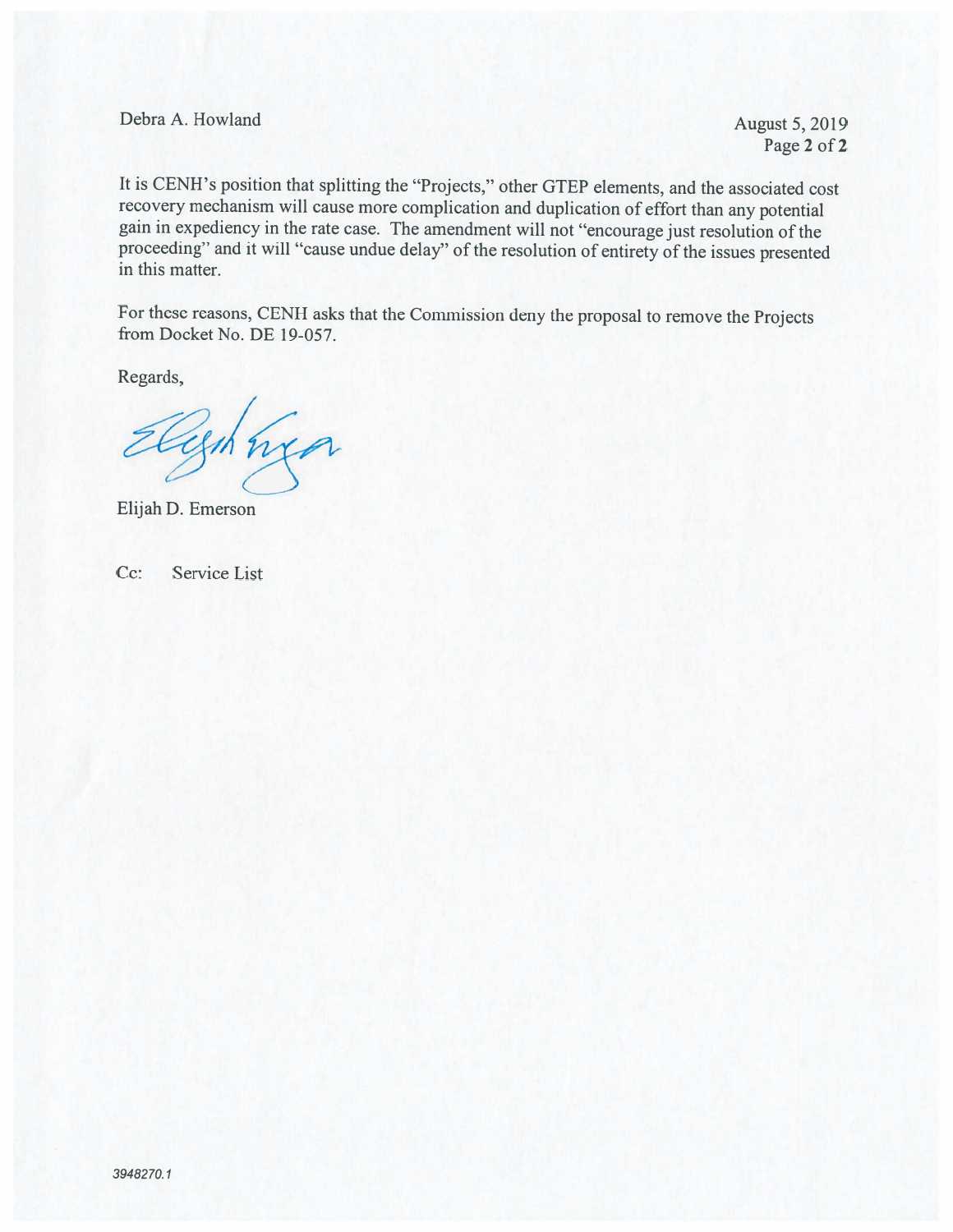It is CENH's position that splitting the "Projects," other GTEP elements, and the associated cost recovery mechanism will cause more complication and duplication of effort than any potential gain in expediency in the rate case. The amendment will not "encourage just resolution of the proceeding" and it will "cause undue delay" of the resolution of entirety of the issues presented in this matter.

For these reasons, CENH asks that the Commission deny the proposal to remove the Projects from Docket No. DE 19-057.

Regards,

Elijah D. Emerson

Cc: Service List

3948270.1